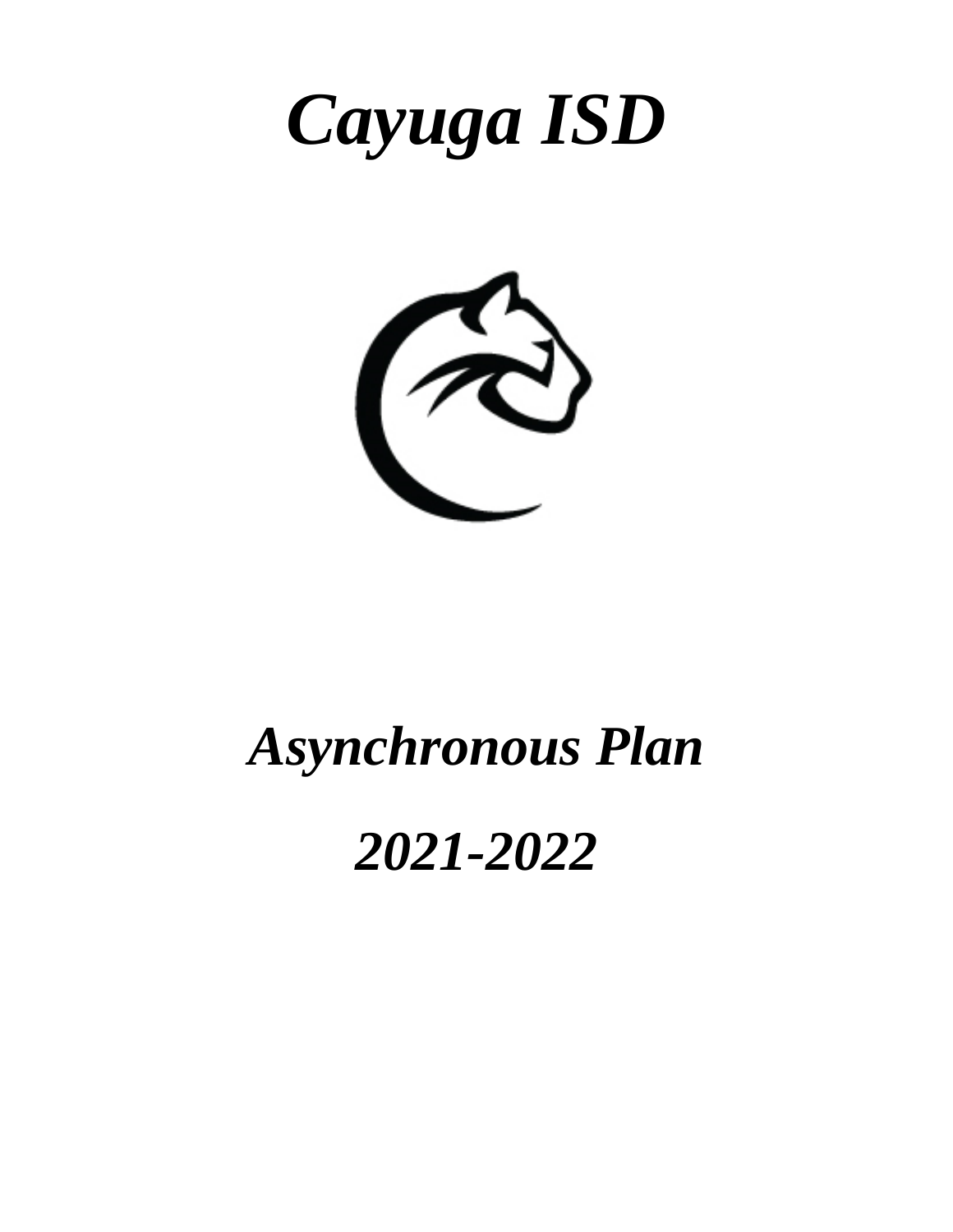# *Cayuga ISD*

# *Asynchronous Plan*

# *2021-2022*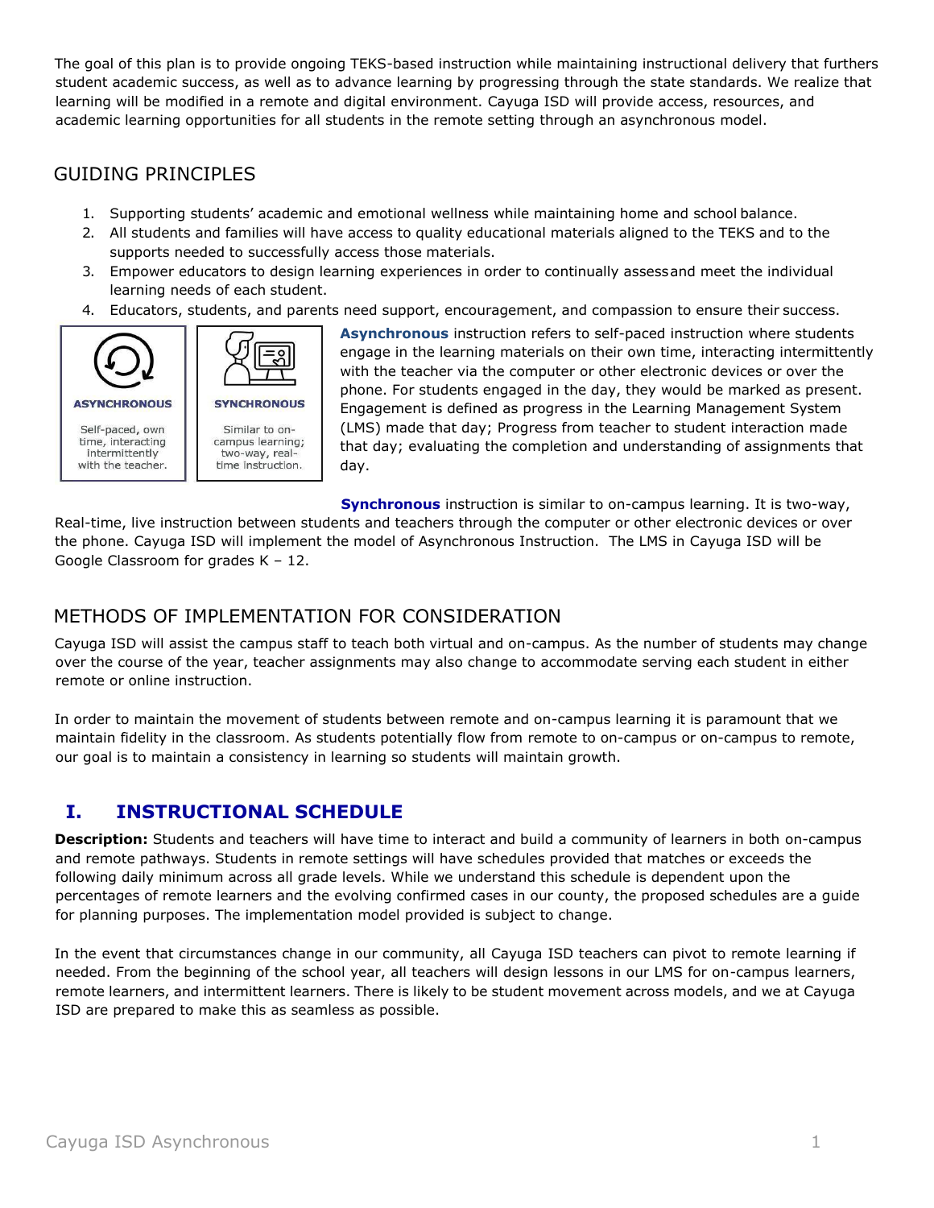The goal of this plan is to provide ongoing TEKS-based instruction while maintaining instructional delivery that furthers student academic success, as well as to advance learning by progressing through the state standards. We realize that learning will be modified in a remote and digital environment. Cayuga ISD will provide access, resources, and academic learning opportunities for all students in the remote setting through an asynchronous model.

## GUIDING PRINCIPLES

1. Supporting students' academic and emotional wellness while maintaining home and school balance.
2. All students and families will have access to quality educational materials aligned to the TEKS and to the supports needed to successfully access those materials.
3. Empower educators to design learning experiences in order to continually assess and meet the individual learning needs of each student.
4. Educators, students, and parents need support, encouragement, and compassion to ensure their success.

**ASYNCHRONOUS**
Self-paced, own time, interacting intermittently with the teacher.

**SYNCHRONOUS**
Similar to on-campus learning; two-way, real-time instruction.

**Asynchronous** instruction refers to self-paced instruction where students engage in the learning materials on their own time, interacting intermittently with the teacher via the computer or other electronic devices or over the phone. For students engaged in the day, they would be marked as present. Engagement is defined as progress in the Learning Management System (LMS) made that day; Progress from teacher to student interaction made that day; evaluating the completion and understanding of assignments that day.

**Synchronous** instruction is similar to on-campus learning. It is two-way, Real-time, live instruction between students and teachers through the computer or other electronic devices or over the phone. Cayuga ISD will implement the model of Asynchronous Instruction. The LMS in Cayuga ISD will be Google Classroom for grades K – 12.

## METHODS OF IMPLEMENTATION FOR CONSIDERATION

Cayuga ISD will assist the campus staff to teach both virtual and on-campus. As the number of students may change over the course of the year, teacher assignments may also change to accommodate serving each student in either remote or online instruction.

In order to maintain the movement of students between remote and on-campus learning it is paramount that we maintain fidelity in the classroom. As students potentially flow from remote to on-campus or on-campus to remote, our goal is to maintain a consistency in learning so students will maintain growth.

## I. INSTRUCTIONAL SCHEDULE

**Description:** Students and teachers will have time to interact and build a community of learners in both on-campus and remote pathways. Students in remote settings will have schedules provided that matches or exceeds the following daily minimum across all grade levels. While we understand this schedule is dependent upon the percentages of remote learners and the evolving confirmed cases in our county, the proposed schedules are a guide for planning purposes. The implementation model provided is subject to change.

In the event that circumstances change in our community, all Cayuga ISD teachers can pivot to remote learning if needed. From the beginning of the school year, all teachers will design lessons in our LMS for on-campus learners, remote learners, and intermittent learners. There is likely to be student movement across models, and we at Cayuga ISD are prepared to make this as seamless as possible.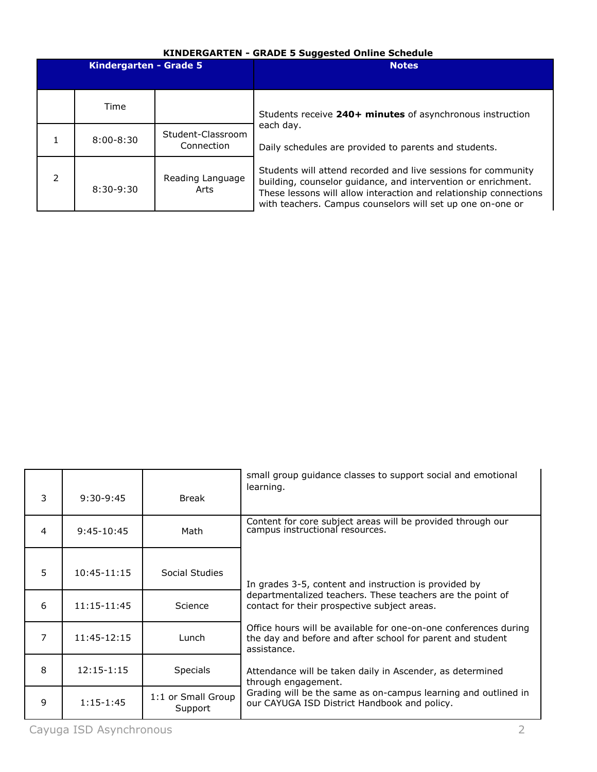**KINDERGARTEN - GRADE 5 Suggested Online Schedule**

| Kindergarten - Grade 5 | | | Notes |
|---|---|---|---|
| | Time | | Students receive **240+ minutes** of asynchronous instruction each day.<br><br>Daily schedules are provided to parents and students.<br><br>Students will attend recorded and live sessions for community building, counselor guidance, and intervention or enrichment. These lessons will allow interaction and relationship connections with teachers. Campus counselors will set up one on-one or small group guidance classes to support social and emotional learning. |
| 1 | 8:00-8:30 | Student-Classroom Connection | |
| 2 | 8:30-9:30 | Reading Language Arts | |
| 3 | 9:30-9:45 | Break | |
| 4 | 9:45-10:45 | Math | Content for core subject areas will be provided through our campus instructional resources.<br><br>In grades 3-5, content and instruction is provided by departmentalized teachers. These teachers are the point of contact for their prospective subject areas.<br><br>Office hours will be available for one-on-one conferences during the day and before and after school for parent and student assistance.<br><br>Attendance will be taken daily in Ascender, as determined through engagement.<br>Grading will be the same as on-campus learning and outlined in our CAYUGA ISD District Handbook and policy. |
| 5 | 10:45-11:15 | Social Studies | |
| 6 | 11:15-11:45 | Science | |
| 7 | 11:45-12:15 | Lunch | |
| 8 | 12:15-1:15 | Specials | |
| 9 | 1:15-1:45 | 1:1 or Small Group Support | |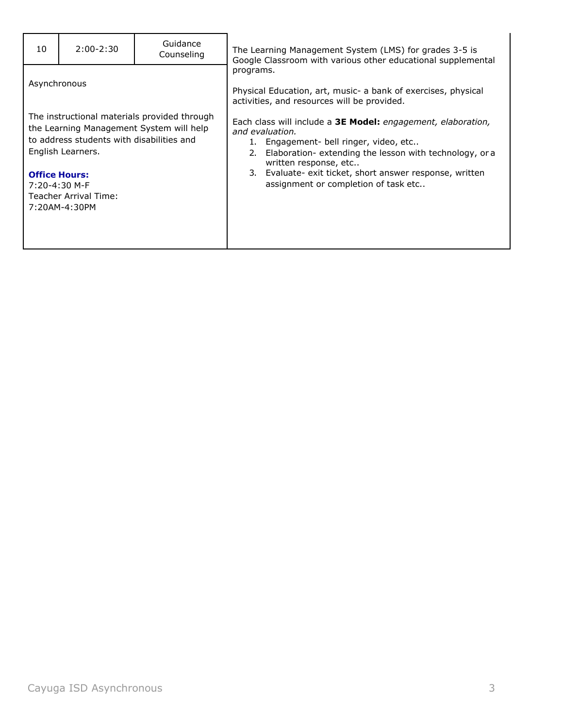| 10 | 2:00-2:30 | Guidance Counseling | The Learning Management System (LMS) for grades 3-5 is Google Classroom with various other educational supplemental programs.<br><br>Physical Education, art, music- a bank of exercises, physical activities, and resources will be provided.<br><br>Each class will include a **3E Model:** *engagement, elaboration, and evaluation.*<br>1. Engagement- bell ringer, video, etc..<br>2. Elaboration- extending the lesson with technology, or a written response, etc..<br>3. Evaluate- exit ticket, short answer response, written assignment or completion of task etc.. |
|---|---|---|---|
| Asynchronous<br><br>The instructional materials provided through the Learning Management System will help to address students with disabilities and English Learners.<br><br>**Office Hours:**<br>7:20-4:30 M-F<br>Teacher Arrival Time:<br>7:20AM-4:30PM | | | |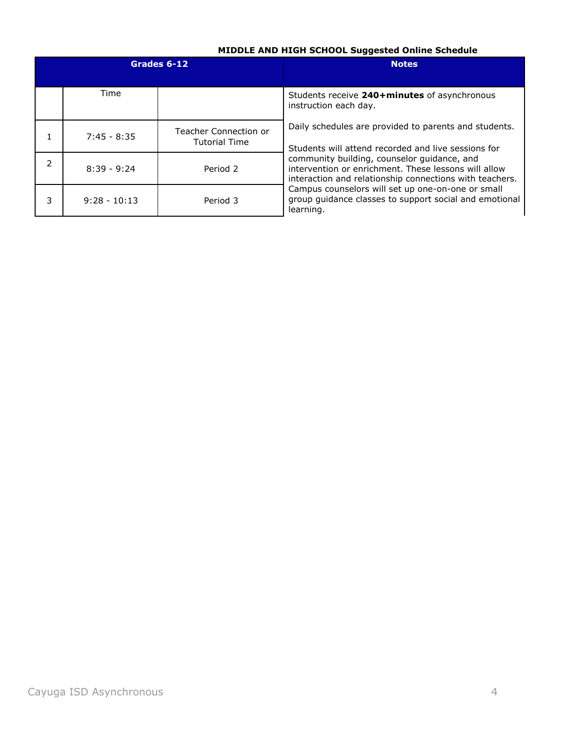**MIDDLE AND HIGH SCHOOL Suggested Online Schedule**

| Grades 6-12 | | | Notes |
|---|---|---|---|
| | Time | | Students receive **240+minutes** of asynchronous instruction each day.<br><br>Daily schedules are provided to parents and students.<br><br>Students will attend recorded and live sessions for community building, counselor guidance, and intervention or enrichment. These lessons will allow interaction and relationship connections with teachers. Campus counselors will set up one-on-one or small group guidance classes to support social and emotional learning. |
| 1 | 7:45 - 8:35 | Teacher Connection or Tutorial Time | |
| 2 | 8:39 - 9:24 | Period 2 | |
| 3 | 9:28 - 10:13 | Period 3 | |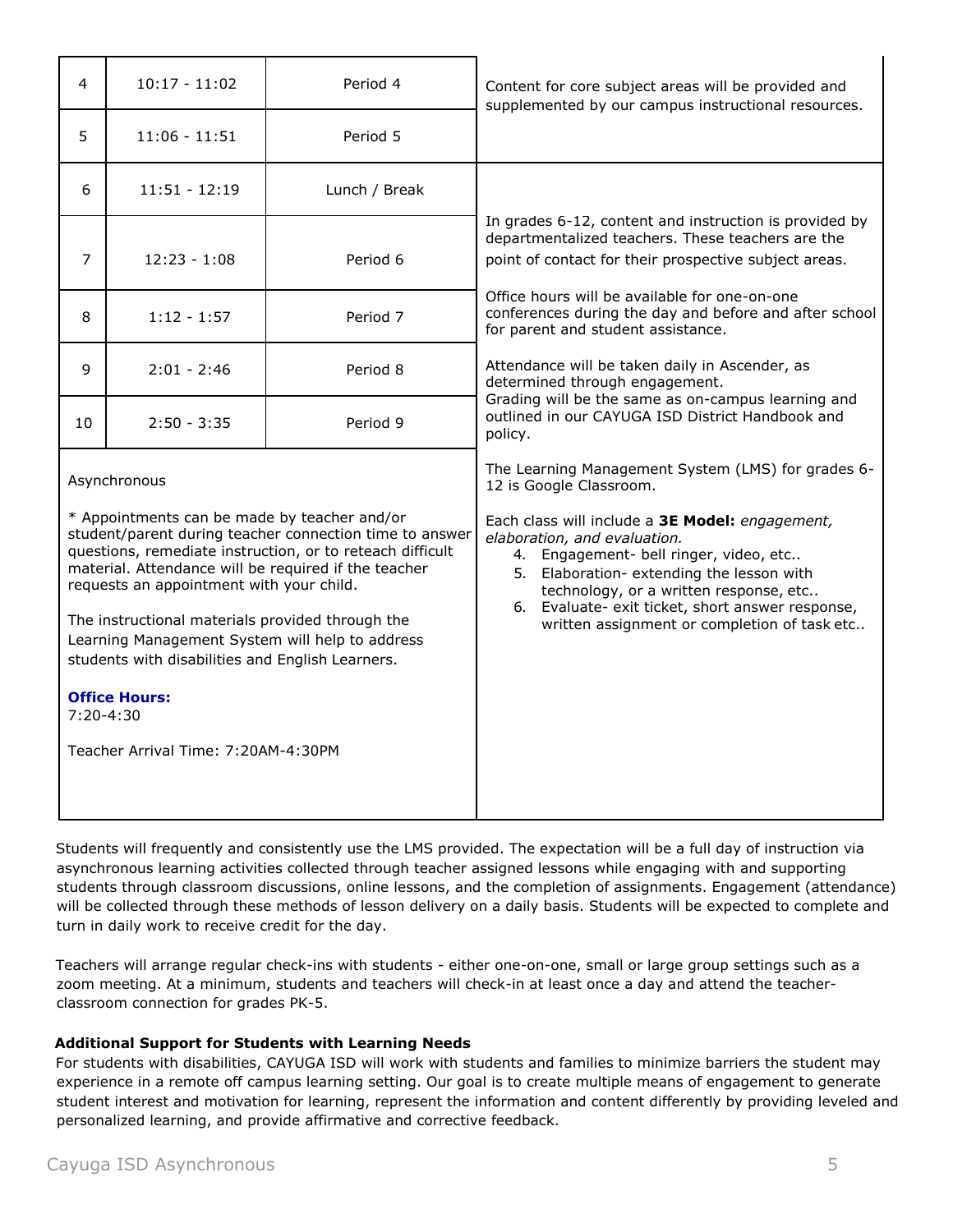| | | | |
|---|---|---|---|
| 4 | 10:17 - 11:02 | Period 4 | Content for core subject areas will be provided and supplemented by our campus instructional resources. |
| 5 | 11:06 - 11:51 | Period 5 | |
| 6 | 11:51 - 12:19 | Lunch / Break | In grades 6-12, content and instruction is provided by departmentalized teachers. These teachers are the point of contact for their prospective subject areas.<br><br>Office hours will be available for one-on-one conferences during the day and before and after school for parent and student assistance.<br><br>Attendance will be taken daily in Ascender, as determined through engagement.<br>Grading will be the same as on-campus learning and outlined in our CAYUGA ISD District Handbook and policy.<br><br>The Learning Management System (LMS) for grades 6-12 is Google Classroom.<br><br>Each class will include a **3E Model:** *engagement, elaboration, and evaluation.*<br>4. Engagement- bell ringer, video, etc..<br>5. Elaboration- extending the lesson with technology, or a written response, etc..<br>6. Evaluate- exit ticket, short answer response, written assignment or completion of task etc.. |
| 7 | 12:23 - 1:08 | Period 6 | |
| 8 | 1:12 - 1:57 | Period 7 | |
| 9 | 2:01 - 2:46 | Period 8 | |
| 10 | 2:50 - 3:35 | Period 9 | |
| Asynchronous<br><br>* Appointments can be made by teacher and/or student/parent during teacher connection time to answer questions, remediate instruction, or to reteach difficult material. Attendance will be required if the teacher requests an appointment with your child.<br><br>The instructional materials provided through the Learning Management System will help to address students with disabilities and English Learners.<br><br>**Office Hours:**<br>7:20-4:30<br><br>Teacher Arrival Time: 7:20AM-4:30PM | | | |

Students will frequently and consistently use the LMS provided. The expectation will be a full day of instruction via asynchronous learning activities collected through teacher assigned lessons while engaging with and supporting students through classroom discussions, online lessons, and the completion of assignments. Engagement (attendance) will be collected through these methods of lesson delivery on a daily basis. Students will be expected to complete and turn in daily work to receive credit for the day.

Teachers will arrange regular check-ins with students - either one-on-one, small or large group settings such as a zoom meeting. At a minimum, students and teachers will check-in at least once a day and attend the teacher-classroom connection for grades PK-5.

**Additional Support for Students with Learning Needs**

For students with disabilities, CAYUGA ISD will work with students and families to minimize barriers the student may experience in a remote off campus learning setting. Our goal is to create multiple means of engagement to generate student interest and motivation for learning, represent the information and content differently by providing leveled and personalized learning, and provide affirmative and corrective feedback.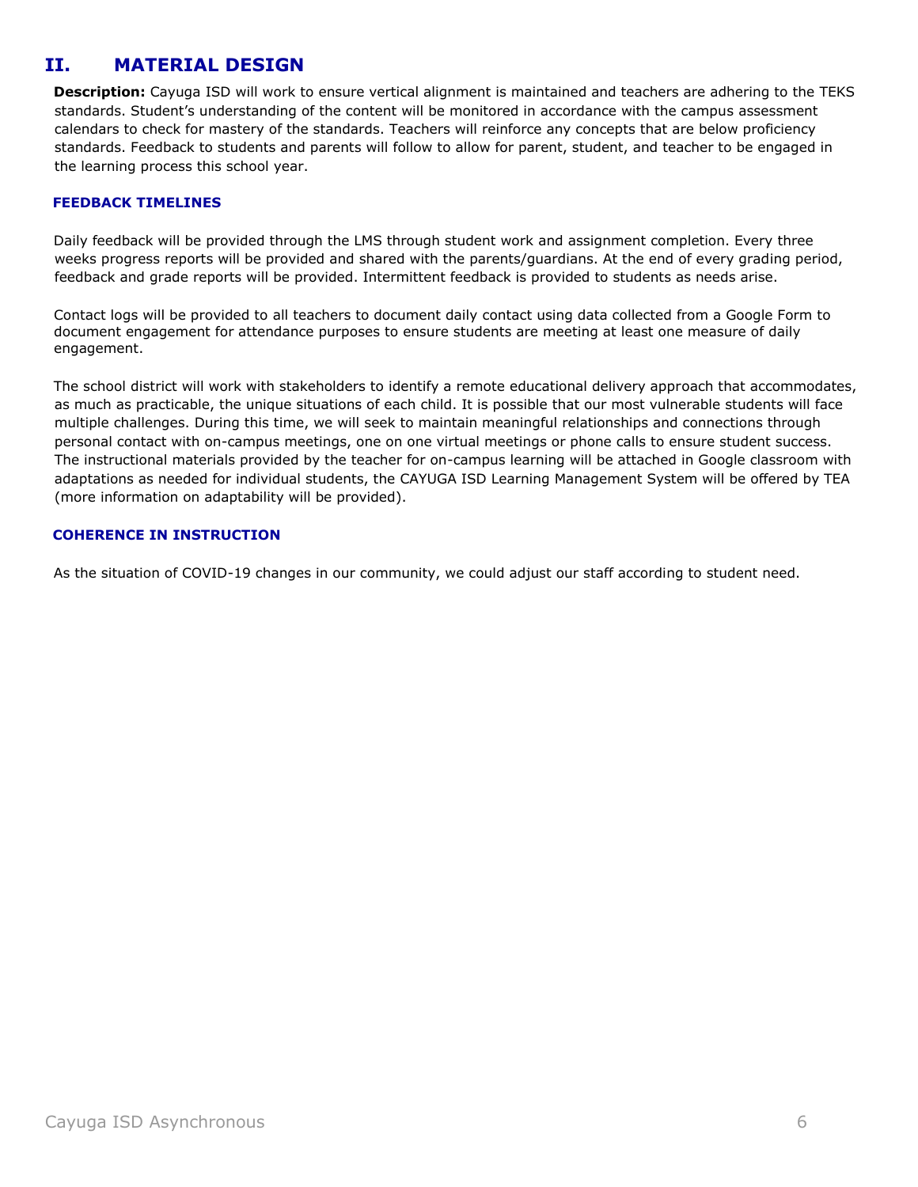## II. MATERIAL DESIGN

**Description:** Cayuga ISD will work to ensure vertical alignment is maintained and teachers are adhering to the TEKS standards. Student's understanding of the content will be monitored in accordance with the campus assessment calendars to check for mastery of the standards. Teachers will reinforce any concepts that are below proficiency standards. Feedback to students and parents will follow to allow for parent, student, and teacher to be engaged in the learning process this school year.

### FEEDBACK TIMELINES

Daily feedback will be provided through the LMS through student work and assignment completion. Every three weeks progress reports will be provided and shared with the parents/guardians. At the end of every grading period, feedback and grade reports will be provided. Intermittent feedback is provided to students as needs arise.

Contact logs will be provided to all teachers to document daily contact using data collected from a Google Form to document engagement for attendance purposes to ensure students are meeting at least one measure of daily engagement.

The school district will work with stakeholders to identify a remote educational delivery approach that accommodates, as much as practicable, the unique situations of each child. It is possible that our most vulnerable students will face multiple challenges. During this time, we will seek to maintain meaningful relationships and connections through personal contact with on-campus meetings, one on one virtual meetings or phone calls to ensure student success. The instructional materials provided by the teacher for on-campus learning will be attached in Google classroom with adaptations as needed for individual students, the CAYUGA ISD Learning Management System will be offered by TEA (more information on adaptability will be provided).

### COHERENCE IN INSTRUCTION

As the situation of COVID-19 changes in our community, we could adjust our staff according to student need.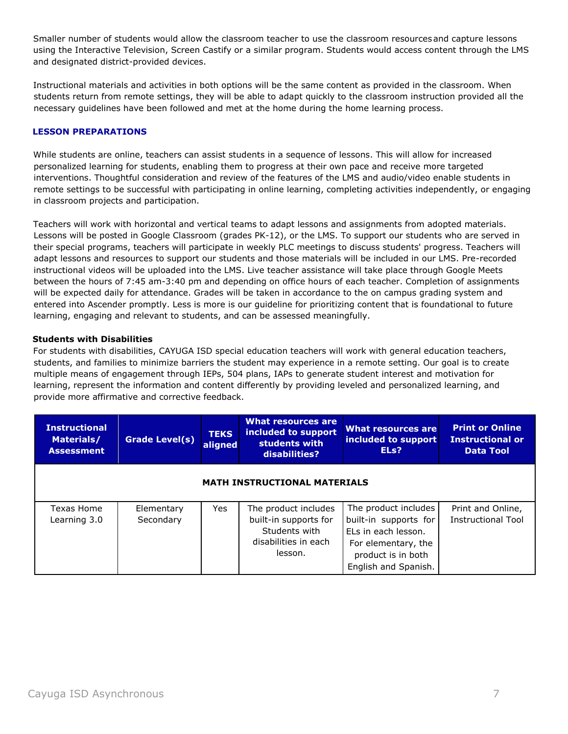Smaller number of students would allow the classroom teacher to use the classroom resources and capture lessons using the Interactive Television, Screen Castify or a similar program. Students would access content through the LMS and designated district-provided devices.

Instructional materials and activities in both options will be the same content as provided in the classroom. When students return from remote settings, they will be able to adapt quickly to the classroom instruction provided all the necessary guidelines have been followed and met at the home during the home learning process.

## LESSON PREPARATIONS

While students are online, teachers can assist students in a sequence of lessons. This will allow for increased personalized learning for students, enabling them to progress at their own pace and receive more targeted interventions. Thoughtful consideration and review of the features of the LMS and audio/video enable students in remote settings to be successful with participating in online learning, completing activities independently, or engaging in classroom projects and participation.

Teachers will work with horizontal and vertical teams to adapt lessons and assignments from adopted materials. Lessons will be posted in Google Classroom (grades PK-12), or the LMS. To support our students who are served in their special programs, teachers will participate in weekly PLC meetings to discuss students' progress. Teachers will adapt lessons and resources to support our students and those materials will be included in our LMS. Pre-recorded instructional videos will be uploaded into the LMS. Live teacher assistance will take place through Google Meets between the hours of 7:45 am-3:40 pm and depending on office hours of each teacher. Completion of assignments will be expected daily for attendance. Grades will be taken in accordance to the on campus grading system and entered into Ascender promptly. Less is more is our guideline for prioritizing content that is foundational to future learning, engaging and relevant to students, and can be assessed meaningfully.

### Students with Disabilities

For students with disabilities, CAYUGA ISD special education teachers will work with general education teachers, students, and families to minimize barriers the student may experience in a remote setting. Our goal is to create multiple means of engagement through IEPs, 504 plans, IAPs to generate student interest and motivation for learning, represent the information and content differently by providing leveled and personalized learning, and provide more affirmative and corrective feedback.

| Instructional Materials/ Assessment | Grade Level(s) | TEKS aligned | What resources are included to support students with disabilities? | What resources are included to support ELs? | Print or Online Instructional or Data Tool |
|---|---|---|---|---|---|
| **MATH INSTRUCTIONAL MATERIALS** | | | | | |
| Texas Home Learning 3.0 | Elementary Secondary | Yes | The product includes built-in supports for Students with disabilities in each lesson. | The product includes built-in supports for ELs in each lesson. For elementary, the product is in both English and Spanish. | Print and Online, Instructional Tool |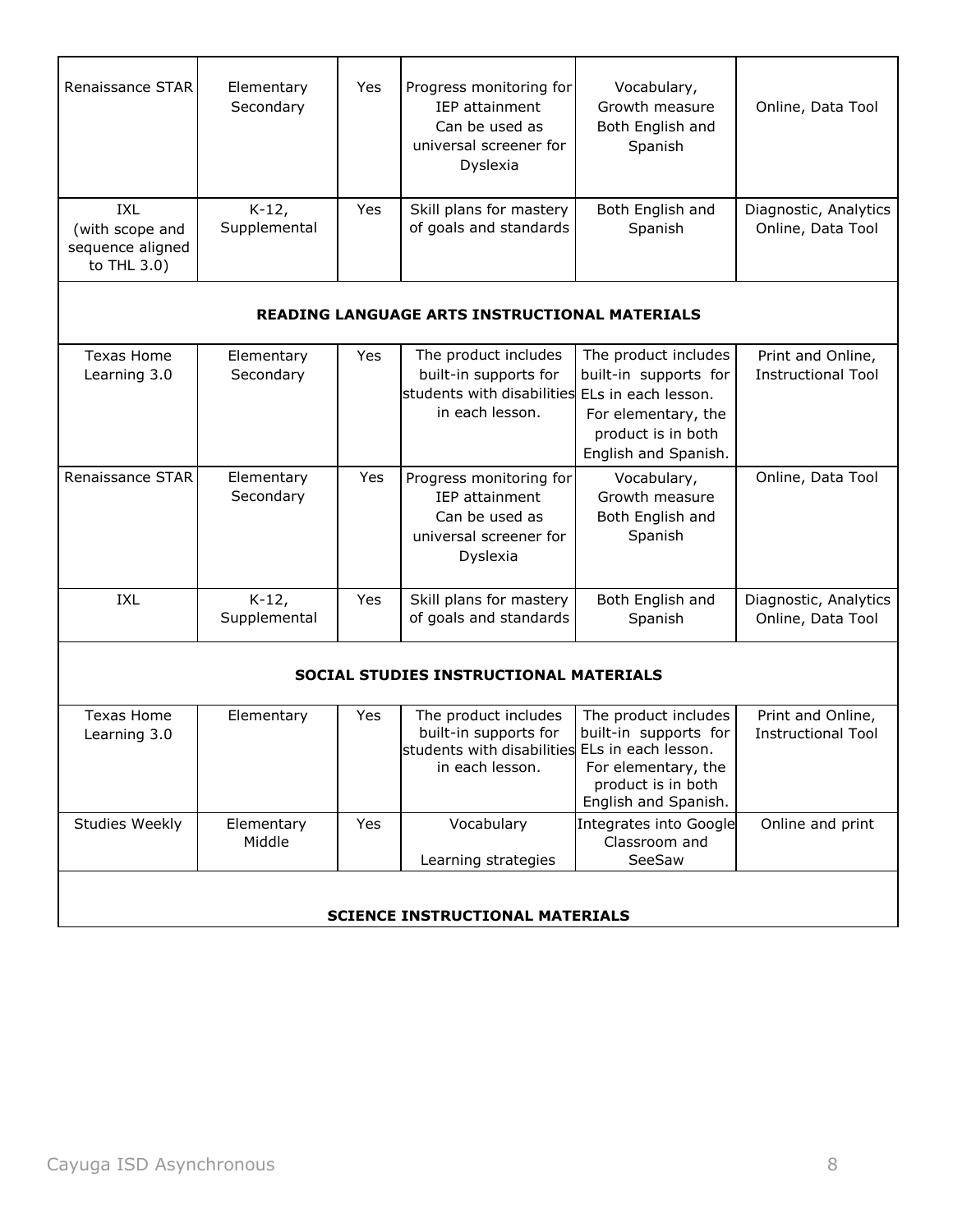| | | | | | |
|---|---|---|---|---|---|
| Renaissance STAR | Elementary Secondary | Yes | Progress monitoring for IEP attainment Can be used as universal screener for Dyslexia | Vocabulary, Growth measure Both English and Spanish | Online, Data Tool |
| IXL (with scope and sequence aligned to THL 3.0) | K-12, Supplemental | Yes | Skill plans for mastery of goals and standards | Both English and Spanish | Diagnostic, Analytics Online, Data Tool |
| **READING LANGUAGE ARTS INSTRUCTIONAL MATERIALS** | | | | | |
| Texas Home Learning 3.0 | Elementary Secondary | Yes | The product includes built-in supports for students with disabilities in each lesson. | The product includes built-in supports for ELs in each lesson. For elementary, the product is in both English and Spanish. | Print and Online, Instructional Tool |
| Renaissance STAR | Elementary Secondary | Yes | Progress monitoring for IEP attainment Can be used as universal screener for Dyslexia | Vocabulary, Growth measure Both English and Spanish | Online, Data Tool |
| IXL | K-12, Supplemental | Yes | Skill plans for mastery of goals and standards | Both English and Spanish | Diagnostic, Analytics Online, Data Tool |
| **SOCIAL STUDIES INSTRUCTIONAL MATERIALS** | | | | | |
| Texas Home Learning 3.0 | Elementary | Yes | The product includes built-in supports for students with disabilities in each lesson. | The product includes built-in supports for ELs in each lesson. For elementary, the product is in both English and Spanish. | Print and Online, Instructional Tool |
| Studies Weekly | Elementary Middle | Yes | Vocabulary<br><br>Learning strategies | Integrates into Google Classroom and SeeSaw | Online and print |
| **SCIENCE INSTRUCTIONAL MATERIALS** | | | | | |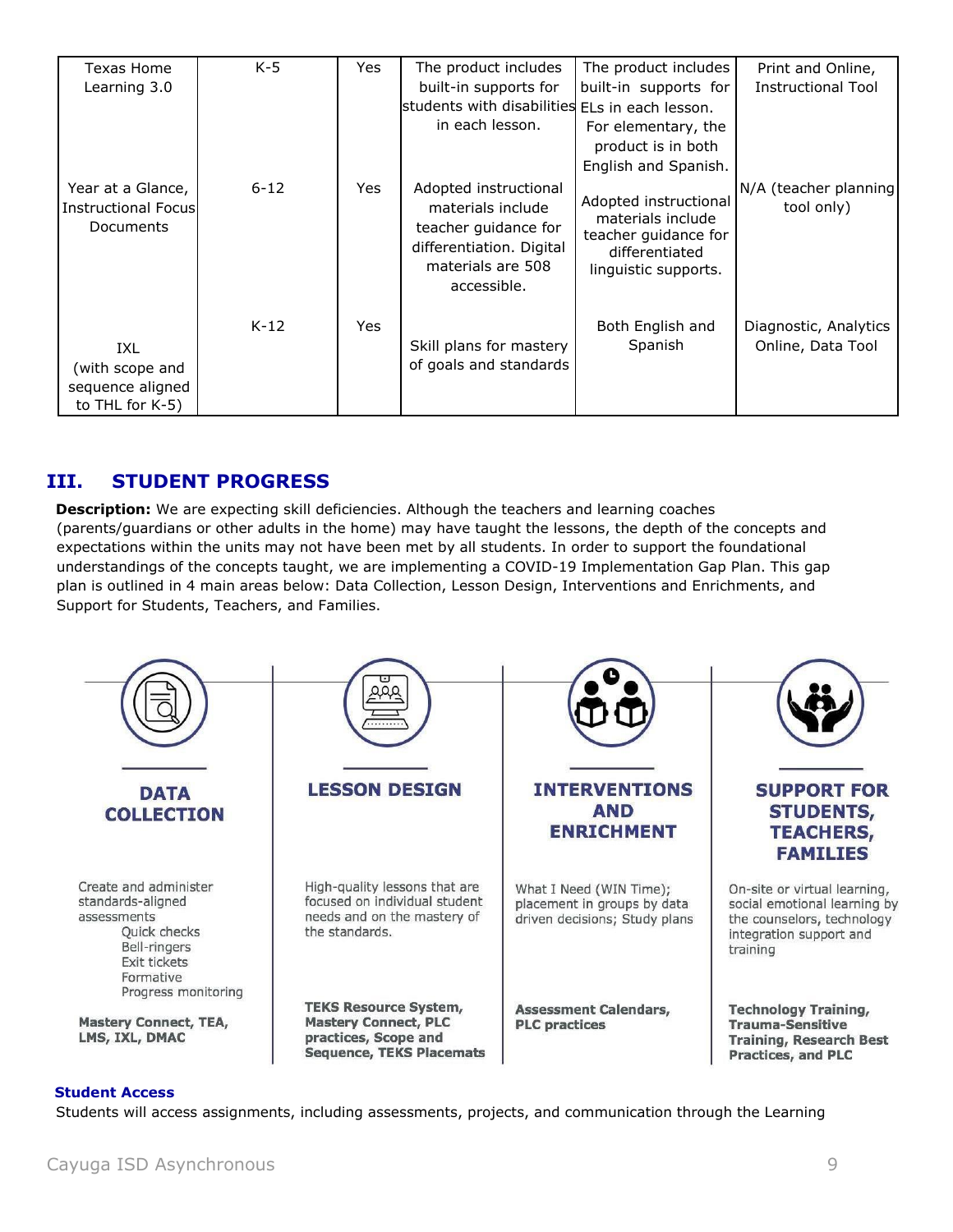| Texas Home Learning 3.0 | K-5 | Yes | The product includes built-in supports for students with disabilities in each lesson. | The product includes built-in supports for ELs in each lesson. For elementary, the product is in both English and Spanish. | Print and Online, Instructional Tool |
|---|---|---|---|---|---|
| Year at a Glance, Instructional Focus Documents | 6-12 | Yes | Adopted instructional materials include teacher guidance for differentiation. Digital materials are 508 accessible. | Adopted instructional materials include teacher guidance for differentiated linguistic supports. | N/A (teacher planning tool only) |
| IXL (with scope and sequence aligned to THL for K-5) | K-12 | Yes | Skill plans for mastery of goals and standards | Both English and Spanish | Diagnostic, Analytics Online, Data Tool |

## III. STUDENT PROGRESS

**Description:** We are expecting skill deficiencies. Although the teachers and learning coaches (parents/guardians or other adults in the home) may have taught the lessons, the depth of the concepts and expectations within the units may not have been met by all students. In order to support the foundational understandings of the concepts taught, we are implementing a COVID-19 Implementation Gap Plan. This gap plan is outlined in 4 main areas below: Data Collection, Lesson Design, Interventions and Enrichments, and Support for Students, Teachers, and Families.

| DATA COLLECTION | LESSON DESIGN | INTERVENTIONS AND ENRICHMENT | SUPPORT FOR STUDENTS, TEACHERS, FAMILIES |
|---|---|---|---|
| Create and administer standards-aligned assessments<br>Quick checks<br>Bell-ringers<br>Exit tickets<br>Formative<br>Progress monitoring | High-quality lessons that are focused on individual student needs and on the mastery of the standards. | What I Need (WIN Time); placement in groups by data driven decisions; Study plans | On-site or virtual learning, social emotional learning by the counselors, technology integration support and training |
| **Mastery Connect, TEA, LMS, IXL, DMAC** | **TEKS Resource System, Mastery Connect, PLC practices, Scope and Sequence, TEKS Placemats** | **Assessment Calendars, PLC practices** | **Technology Training, Trauma-Sensitive Training, Research Best Practices, and PLC** |

### Student Access

Students will access assignments, including assessments, projects, and communication through the Learning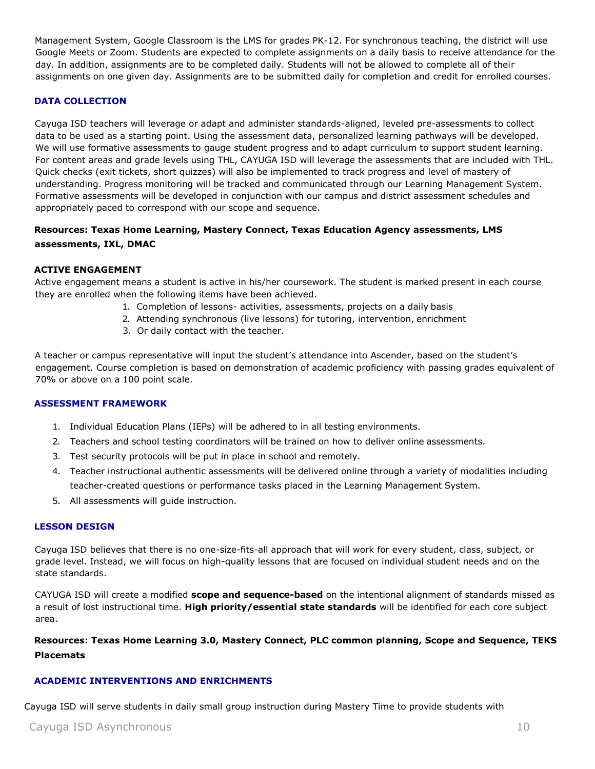Management System, Google Classroom is the LMS for grades PK-12. For synchronous teaching, the district will use Google Meets or Zoom. Students are expected to complete assignments on a daily basis to receive attendance for the day. In addition, assignments are to be completed daily. Students will not be allowed to complete all of their assignments on one given day. Assignments are to be submitted daily for completion and credit for enrolled courses.

### DATA COLLECTION

Cayuga ISD teachers will leverage or adapt and administer standards-aligned, leveled pre-assessments to collect data to be used as a starting point. Using the assessment data, personalized learning pathways will be developed. We will use formative assessments to gauge student progress and to adapt curriculum to support student learning. For content areas and grade levels using THL, CAYUGA ISD will leverage the assessments that are included with THL. Quick checks (exit tickets, short quizzes) will also be implemented to track progress and level of mastery of understanding. Progress monitoring will be tracked and communicated through our Learning Management System. Formative assessments will be developed in conjunction with our campus and district assessment schedules and appropriately paced to correspond with our scope and sequence.

**Resources: Texas Home Learning, Mastery Connect, Texas Education Agency assessments, LMS assessments, IXL, DMAC**

### ACTIVE ENGAGEMENT

Active engagement means a student is active in his/her coursework. The student is marked present in each course they are enrolled when the following items have been achieved.

1. Completion of lessons- activities, assessments, projects on a daily basis
2. Attending synchronous (live lessons) for tutoring, intervention, enrichment
3. Or daily contact with the teacher.

A teacher or campus representative will input the student's attendance into Ascender, based on the student's engagement. Course completion is based on demonstration of academic proficiency with passing grades equivalent of 70% or above on a 100 point scale.

### ASSESSMENT FRAMEWORK

1. Individual Education Plans (IEPs) will be adhered to in all testing environments.
2. Teachers and school testing coordinators will be trained on how to deliver online assessments.
3. Test security protocols will be put in place in school and remotely.
4. Teacher instructional authentic assessments will be delivered online through a variety of modalities including teacher-created questions or performance tasks placed in the Learning Management System.
5. All assessments will guide instruction.

### LESSON DESIGN

Cayuga ISD believes that there is no one-size-fits-all approach that will work for every student, class, subject, or grade level. Instead, we will focus on high-quality lessons that are focused on individual student needs and on the state standards.

CAYUGA ISD will create a modified **scope and sequence-based** on the intentional alignment of standards missed as a result of lost instructional time. **High priority/essential state standards** will be identified for each core subject area.

**Resources: Texas Home Learning 3.0, Mastery Connect, PLC common planning, Scope and Sequence, TEKS Placemats**

### ACADEMIC INTERVENTIONS AND ENRICHMENTS

Cayuga ISD will serve students in daily small group instruction during Mastery Time to provide students with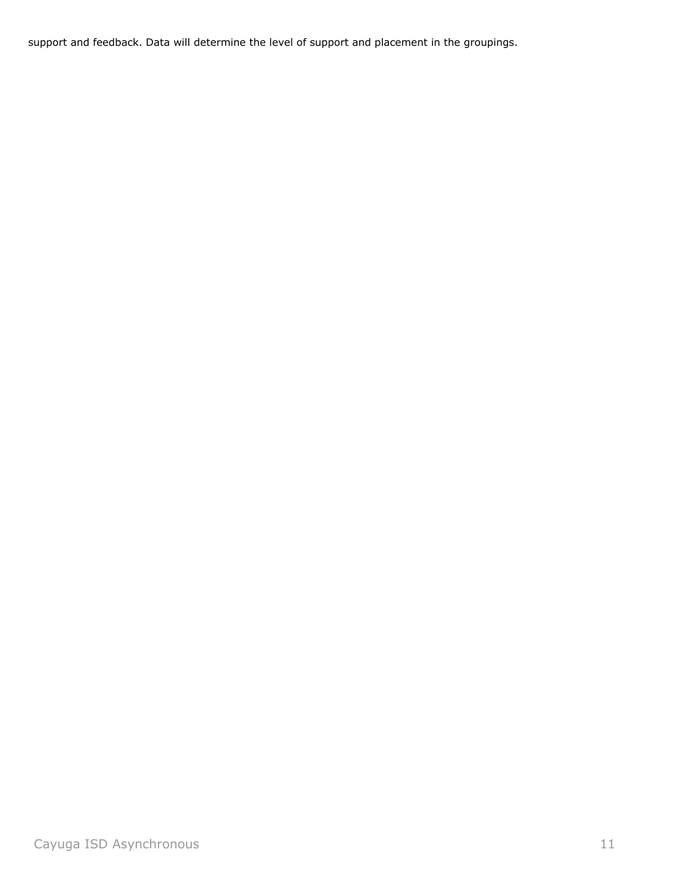support and feedback. Data will determine the level of support and placement in the groupings.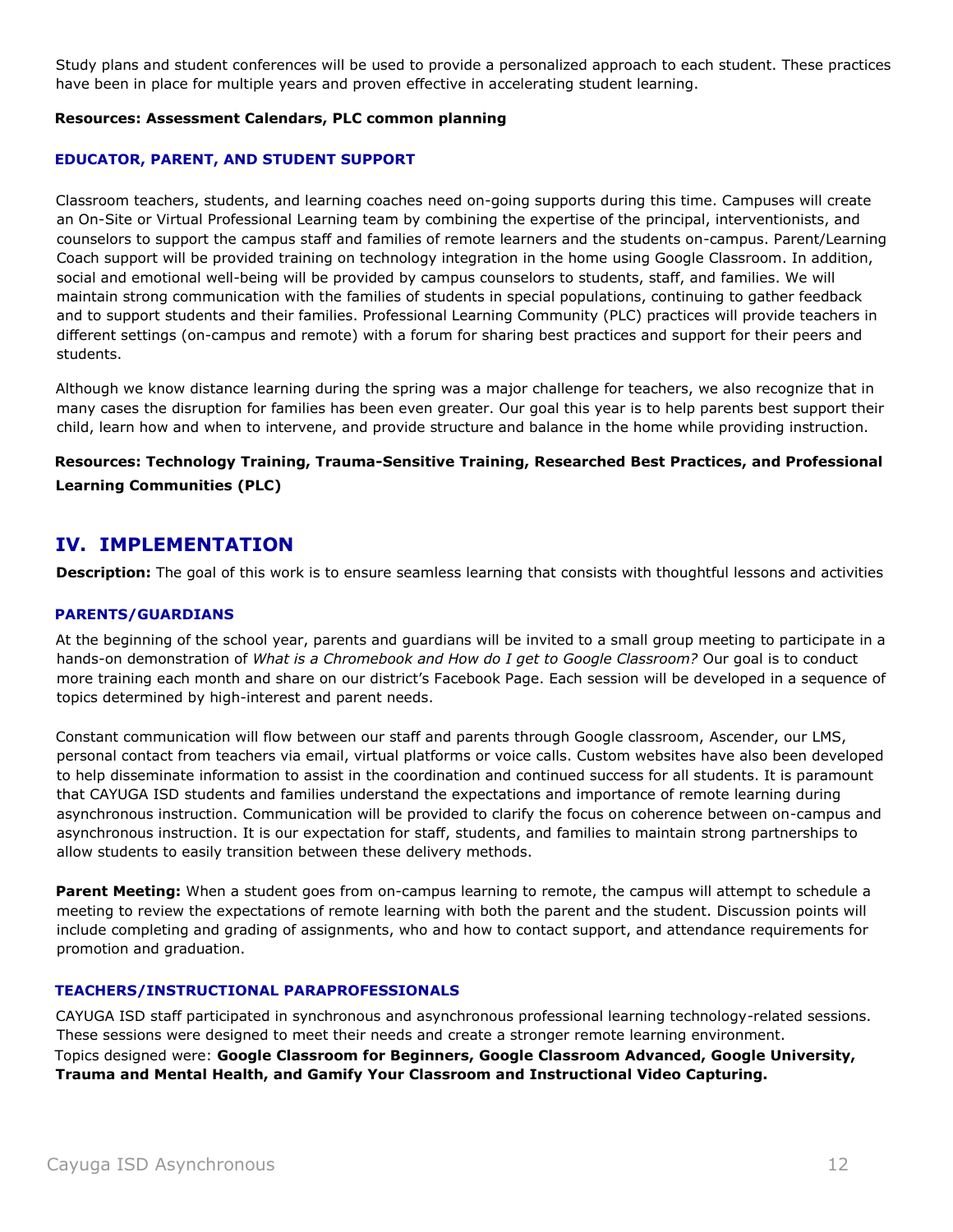Study plans and student conferences will be used to provide a personalized approach to each student. These practices have been in place for multiple years and proven effective in accelerating student learning.

**Resources: Assessment Calendars, PLC common planning**

### EDUCATOR, PARENT, AND STUDENT SUPPORT

Classroom teachers, students, and learning coaches need on-going supports during this time. Campuses will create an On-Site or Virtual Professional Learning team by combining the expertise of the principal, interventionists, and counselors to support the campus staff and families of remote learners and the students on-campus. Parent/Learning Coach support will be provided training on technology integration in the home using Google Classroom. In addition, social and emotional well-being will be provided by campus counselors to students, staff, and families. We will maintain strong communication with the families of students in special populations, continuing to gather feedback and to support students and their families. Professional Learning Community (PLC) practices will provide teachers in different settings (on-campus and remote) with a forum for sharing best practices and support for their peers and students.

Although we know distance learning during the spring was a major challenge for teachers, we also recognize that in many cases the disruption for families has been even greater. Our goal this year is to help parents best support their child, learn how and when to intervene, and provide structure and balance in the home while providing instruction.

**Resources: Technology Training, Trauma-Sensitive Training, Researched Best Practices, and Professional Learning Communities (PLC)**

## IV. IMPLEMENTATION

**Description:** The goal of this work is to ensure seamless learning that consists with thoughtful lessons and activities

### PARENTS/GUARDIANS

At the beginning of the school year, parents and guardians will be invited to a small group meeting to participate in a hands-on demonstration of *What is a Chromebook and How do I get to Google Classroom?* Our goal is to conduct more training each month and share on our district's Facebook Page. Each session will be developed in a sequence of topics determined by high-interest and parent needs.

Constant communication will flow between our staff and parents through Google classroom, Ascender, our LMS, personal contact from teachers via email, virtual platforms or voice calls. Custom websites have also been developed to help disseminate information to assist in the coordination and continued success for all students. It is paramount that CAYUGA ISD students and families understand the expectations and importance of remote learning during asynchronous instruction. Communication will be provided to clarify the focus on coherence between on-campus and asynchronous instruction. It is our expectation for staff, students, and families to maintain strong partnerships to allow students to easily transition between these delivery methods.

**Parent Meeting:** When a student goes from on-campus learning to remote, the campus will attempt to schedule a meeting to review the expectations of remote learning with both the parent and the student. Discussion points will include completing and grading of assignments, who and how to contact support, and attendance requirements for promotion and graduation.

### TEACHERS/INSTRUCTIONAL PARAPROFESSIONALS

CAYUGA ISD staff participated in synchronous and asynchronous professional learning technology-related sessions. These sessions were designed to meet their needs and create a stronger remote learning environment.
Topics designed were: **Google Classroom for Beginners, Google Classroom Advanced, Google University, Trauma and Mental Health, and Gamify Your Classroom and Instructional Video Capturing.**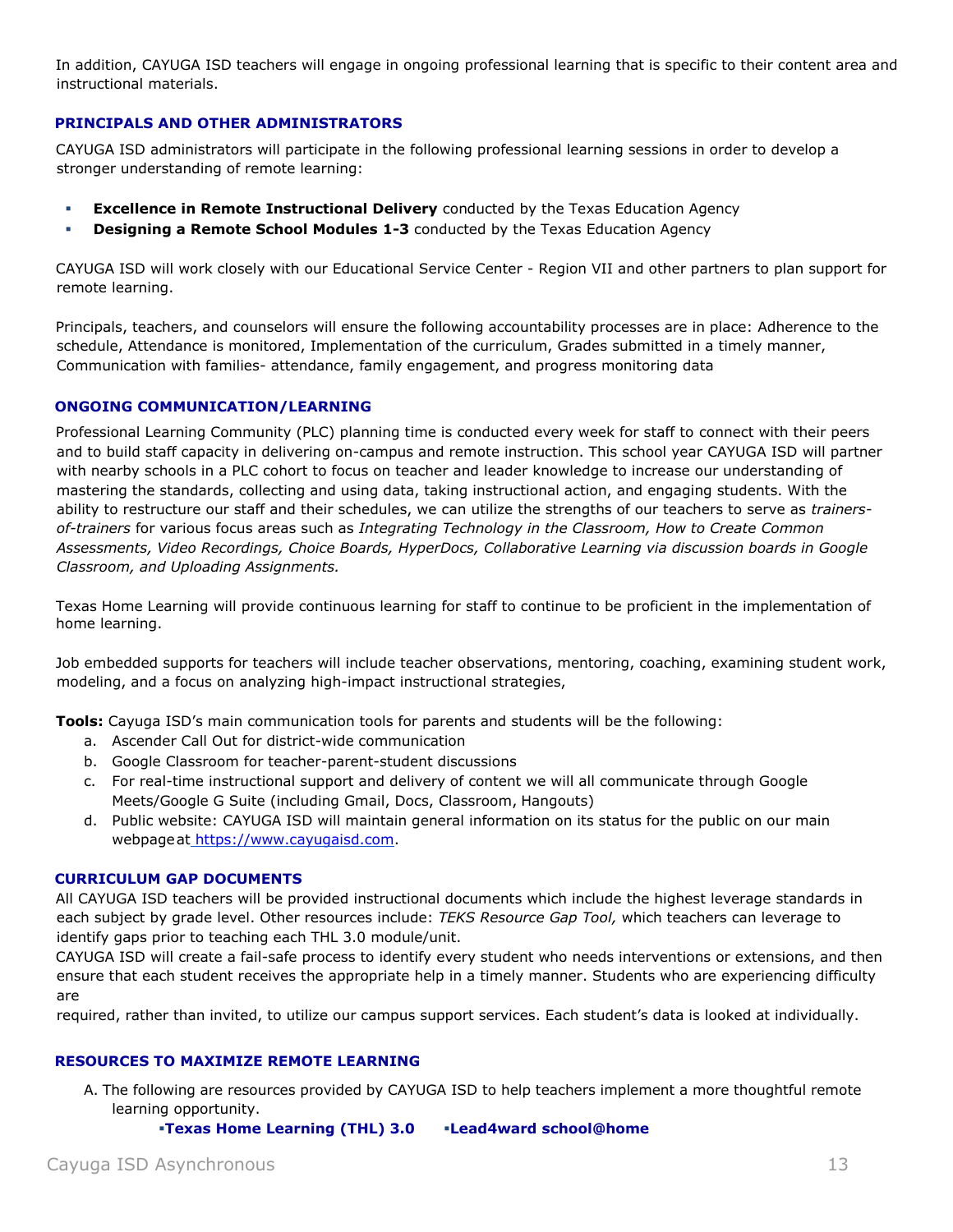In addition, CAYUGA ISD teachers will engage in ongoing professional learning that is specific to their content area and instructional materials.

### PRINCIPALS AND OTHER ADMINISTRATORS

CAYUGA ISD administrators will participate in the following professional learning sessions in order to develop a stronger understanding of remote learning:

- **Excellence in Remote Instructional Delivery** conducted by the Texas Education Agency
- **Designing a Remote School Modules 1-3** conducted by the Texas Education Agency

CAYUGA ISD will work closely with our Educational Service Center - Region VII and other partners to plan support for remote learning.

Principals, teachers, and counselors will ensure the following accountability processes are in place: Adherence to the schedule, Attendance is monitored, Implementation of the curriculum, Grades submitted in a timely manner, Communication with families- attendance, family engagement, and progress monitoring data

### ONGOING COMMUNICATION/LEARNING

Professional Learning Community (PLC) planning time is conducted every week for staff to connect with their peers and to build staff capacity in delivering on-campus and remote instruction. This school year CAYUGA ISD will partner with nearby schools in a PLC cohort to focus on teacher and leader knowledge to increase our understanding of mastering the standards, collecting and using data, taking instructional action, and engaging students. With the ability to restructure our staff and their schedules, we can utilize the strengths of our teachers to serve as *trainers-of-trainers* for various focus areas such as *Integrating Technology in the Classroom, How to Create Common Assessments, Video Recordings, Choice Boards, HyperDocs, Collaborative Learning via discussion boards in Google Classroom, and Uploading Assignments.*

Texas Home Learning will provide continuous learning for staff to continue to be proficient in the implementation of home learning.

Job embedded supports for teachers will include teacher observations, mentoring, coaching, examining student work, modeling, and a focus on analyzing high-impact instructional strategies,

**Tools:** Cayuga ISD's main communication tools for parents and students will be the following:

a. Ascender Call Out for district-wide communication
b. Google Classroom for teacher-parent-student discussions
c. For real-time instructional support and delivery of content we will all communicate through Google Meets/Google G Suite (including Gmail, Docs, Classroom, Hangouts)
d. Public website: CAYUGA ISD will maintain general information on its status for the public on our main webpage at https://www.cayugaisd.com.

### CURRICULUM GAP DOCUMENTS

All CAYUGA ISD teachers will be provided instructional documents which include the highest leverage standards in each subject by grade level. Other resources include: *TEKS Resource Gap Tool,* which teachers can leverage to identify gaps prior to teaching each THL 3.0 module/unit.

CAYUGA ISD will create a fail-safe process to identify every student who needs interventions or extensions, and then ensure that each student receives the appropriate help in a timely manner. Students who are experiencing difficulty are required, rather than invited, to utilize our campus support services. Each student's data is looked at individually.

### RESOURCES TO MAXIMIZE REMOTE LEARNING

A. The following are resources provided by CAYUGA ISD to help teachers implement a more thoughtful remote learning opportunity.

- **Texas Home Learning (THL) 3.0**
- **Lead4ward school@home**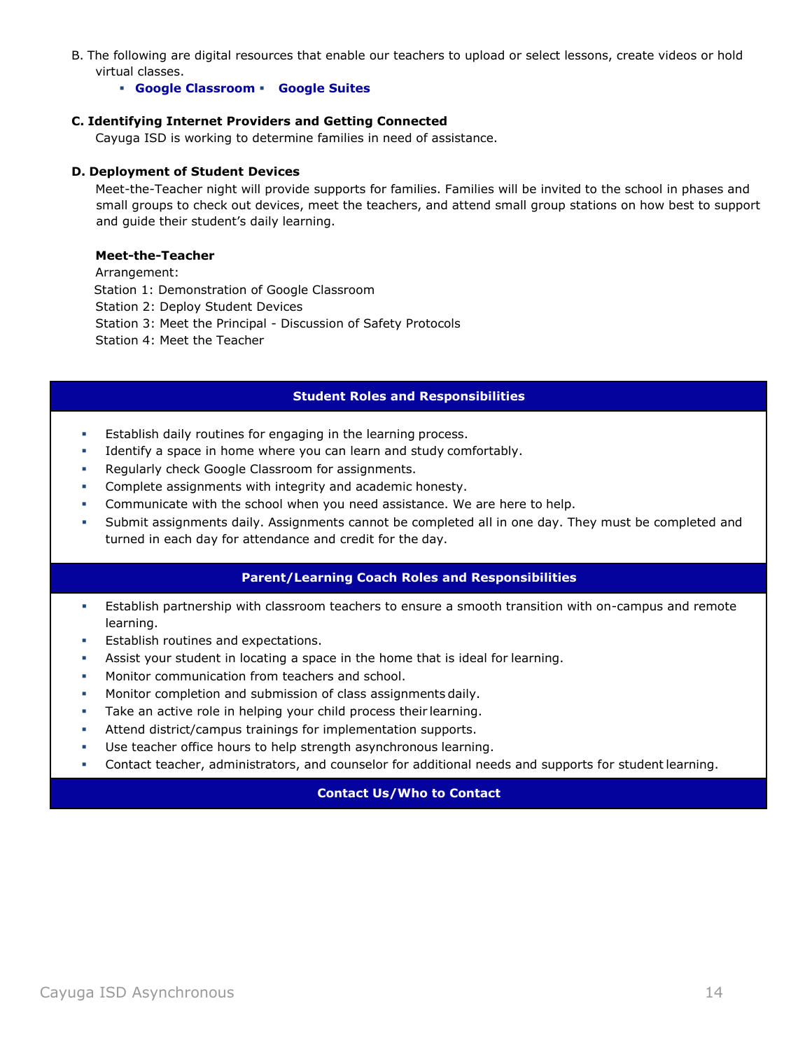B. The following are digital resources that enable our teachers to upload or select lessons, create videos or hold virtual classes.

- **Google Classroom**
- **Google Suites**

**C. Identifying Internet Providers and Getting Connected**

Cayuga ISD is working to determine families in need of assistance.

**D. Deployment of Student Devices**

Meet-the-Teacher night will provide supports for families. Families will be invited to the school in phases and small groups to check out devices, meet the teachers, and attend small group stations on how best to support and guide their student's daily learning.

**Meet-the-Teacher**

Arrangement:
Station 1: Demonstration of Google Classroom
Station 2: Deploy Student Devices
Station 3: Meet the Principal - Discussion of Safety Protocols
Station 4: Meet the Teacher

## Student Roles and Responsibilities

- Establish daily routines for engaging in the learning process.
- Identify a space in home where you can learn and study comfortably.
- Regularly check Google Classroom for assignments.
- Complete assignments with integrity and academic honesty.
- Communicate with the school when you need assistance. We are here to help.
- Submit assignments daily. Assignments cannot be completed all in one day. They must be completed and turned in each day for attendance and credit for the day.

## Parent/Learning Coach Roles and Responsibilities

- Establish partnership with classroom teachers to ensure a smooth transition with on-campus and remote learning.
- Establish routines and expectations.
- Assist your student in locating a space in the home that is ideal for learning.
- Monitor communication from teachers and school.
- Monitor completion and submission of class assignments daily.
- Take an active role in helping your child process their learning.
- Attend district/campus trainings for implementation supports.
- Use teacher office hours to help strength asynchronous learning.
- Contact teacher, administrators, and counselor for additional needs and supports for student learning.

## Contact Us/Who to Contact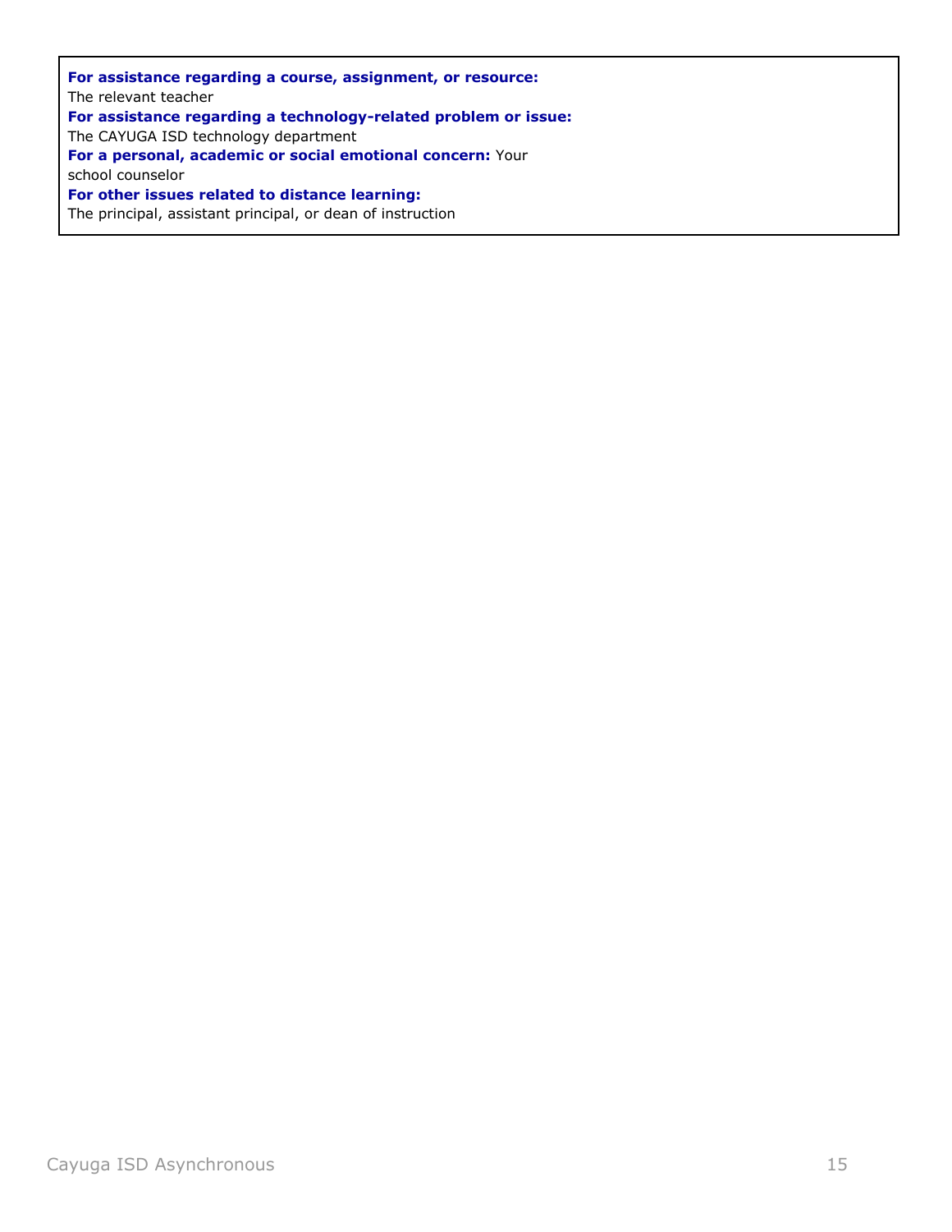**For assistance regarding a course, assignment, or resource:**
The relevant teacher

**For assistance regarding a technology-related problem or issue:**
The CAYUGA ISD technology department

**For a personal, academic or social emotional concern:** Your school counselor

**For other issues related to distance learning:**
The principal, assistant principal, or dean of instruction